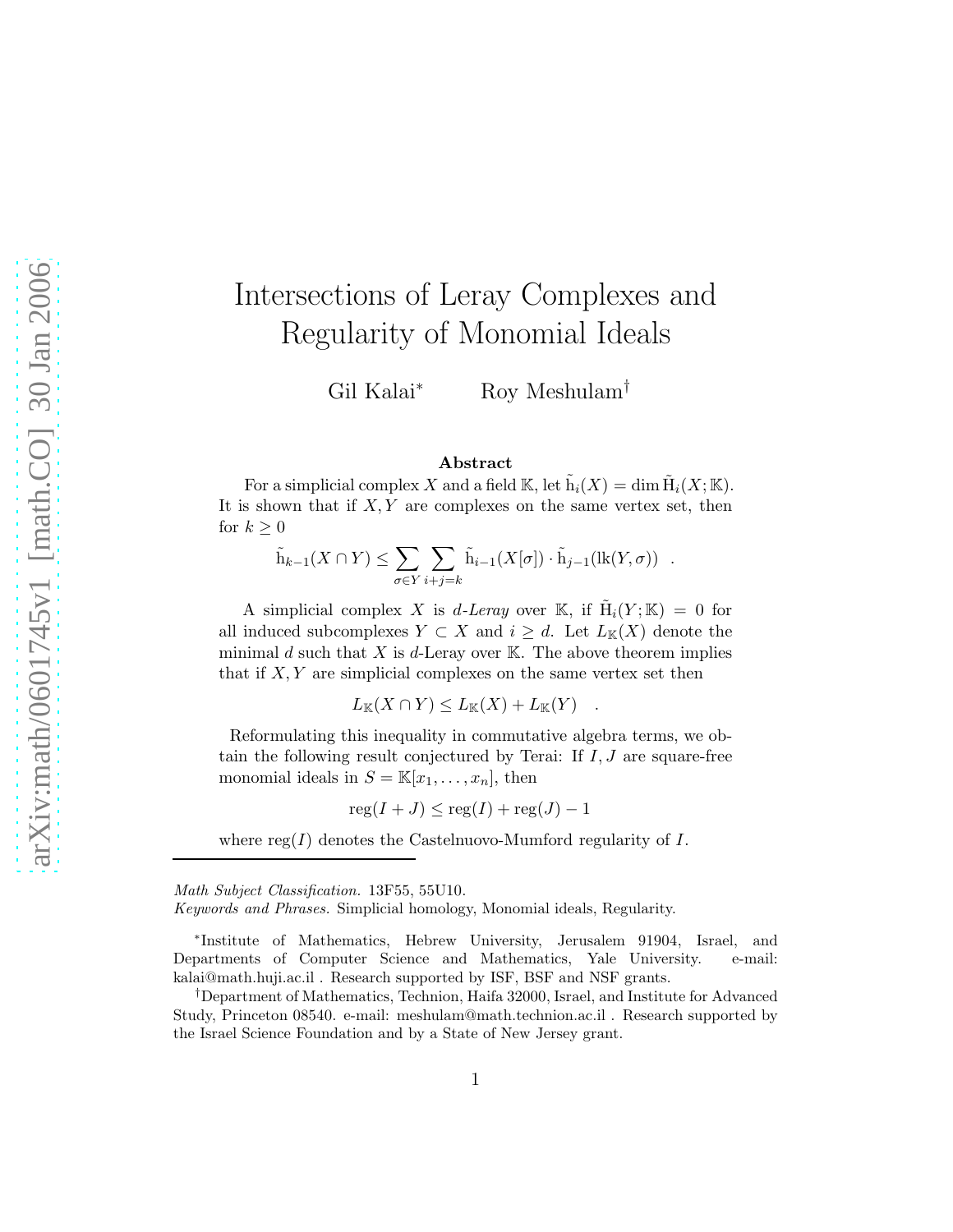# Intersections of Leray Complexes and Regularity of Monomial Ideals

Gil Kalai[*] Roy Meshulam[†]

**Abstract**

For a simplicial complex $X$ and a field $\mathbb{K}$, let $\tilde{\mathrm{h}}_i(X) = \dim \tilde{\mathrm{H}}_i(X;\mathbb{K})$. It is shown that if $X, Y$ are complexes on the same vertex set, then for $k \geq 0$

$$\tilde{\mathrm{h}}_{k-1}(X \cap Y) \leq \sum_{\sigma \in Y} \sum_{i+j=k} \tilde{\mathrm{h}}_{i-1}(X[\sigma]) \cdot \tilde{\mathrm{h}}_{j-1}(\mathrm{lk}(Y,\sigma)) \quad .$$

A simplicial complex $X$ is *$d$-Leray* over $\mathbb{K}$, if $\tilde{\mathrm{H}}_i(Y;\mathbb{K}) = 0$ for all induced subcomplexes $Y \subset X$ and $i \geq d$. Let $L_{\mathbb{K}}(X)$ denote the minimal $d$ such that $X$ is $d$-Leray over $\mathbb{K}$. The above theorem implies that if $X, Y$ are simplicial complexes on the same vertex set then

$$L_{\mathbb{K}}(X \cap Y) \leq L_{\mathbb{K}}(X) + L_{\mathbb{K}}(Y) \quad .$$

Reformulating this inequality in commutative algebra terms, we obtain the following result conjectured by Terai: If $I, J$ are square-free monomial ideals in $S = \mathbb{K}[x_1, \ldots, x_n]$, then

$$\mathrm{reg}(I + J) \leq \mathrm{reg}(I) + \mathrm{reg}(J) - 1$$

where $\mathrm{reg}(I)$ denotes the Castelnuovo-Mumford regularity of $I$.

---

*Math Subject Classification.* 13F55, 55U10.

*Keywords and Phrases.* Simplicial homology, Monomial ideals, Regularity.

[*] Institute of Mathematics, Hebrew University, Jerusalem 91904, Israel, and Departments of Computer Science and Mathematics, Yale University. e-mail: kalai@math.huji.ac.il . Research supported by ISF, BSF and NSF grants.

[†] Department of Mathematics, Technion, Haifa 32000, Israel, and Institute for Advanced Study, Princeton 08540. e-mail: meshulam@math.technion.ac.il . Research supported by the Israel Science Foundation and by a State of New Jersey grant.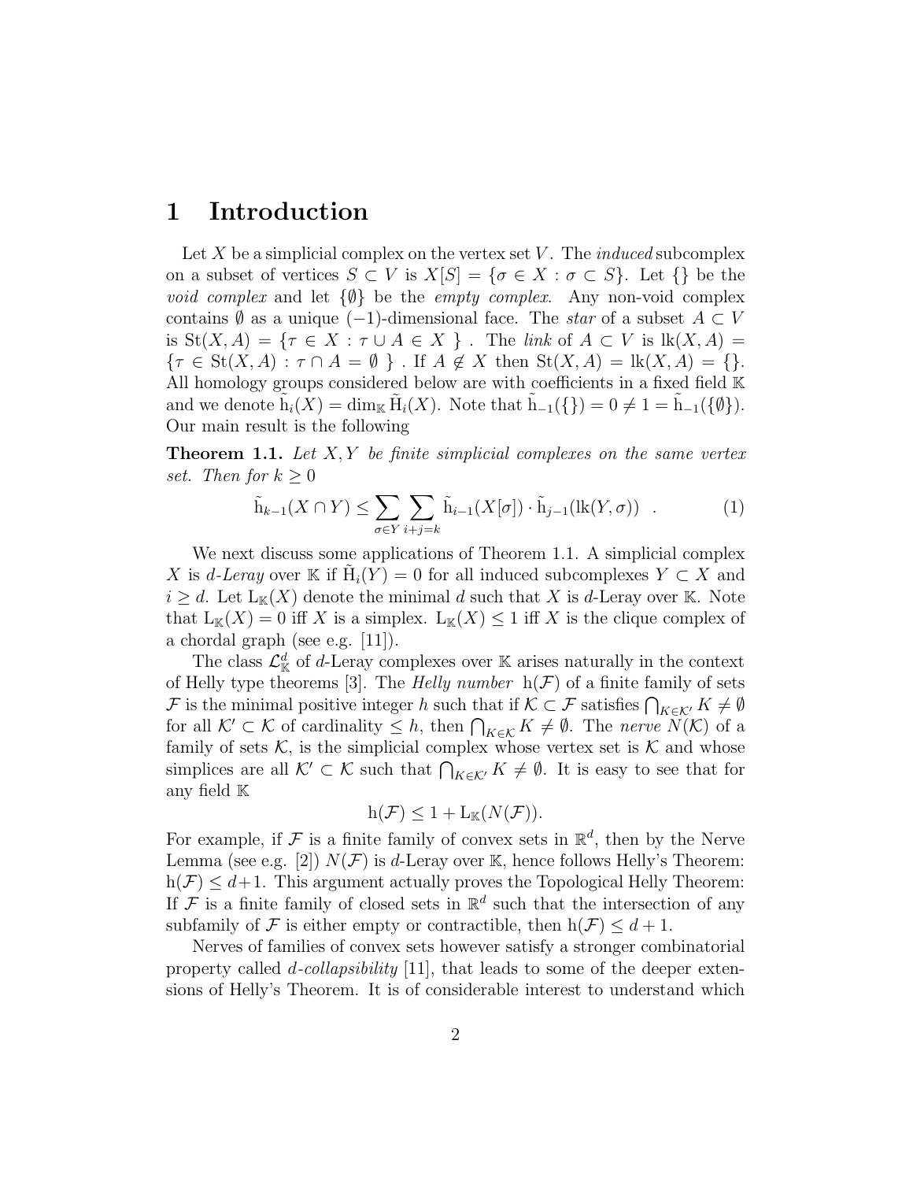# 1 Introduction

Let $X$ be a simplicial complex on the vertex set $V$. The *induced* subcomplex on a subset of vertices $S \subset V$ is $X[S] = \{\sigma \in X : \sigma \subset S\}$. Let $\{\}$ be the *void complex* and let $\{\emptyset\}$ be the *empty complex*. Any non-void complex contains $\emptyset$ as a unique $(-1)$-dimensional face. The *star* of a subset $A \subset V$ is $\mathrm{St}(X, A) = \{\tau \in X : \tau \cup A \in X\}$ . The *link* of $A \subset V$ is $\mathrm{lk}(X, A) = \{\tau \in \mathrm{St}(X, A) : \tau \cap A = \emptyset\}$ . If $A \notin X$ then $\mathrm{St}(X, A) = \mathrm{lk}(X, A) = \{\}$. All homology groups considered below are with coefficients in a fixed field $\mathbb{K}$ and we denote $\tilde{\mathrm{h}}_i(X) = \dim_{\mathbb{K}} \tilde{\mathrm{H}}_i(X)$. Note that $\tilde{\mathrm{h}}_{-1}(\{\}) = 0 \neq 1 = \tilde{\mathrm{h}}_{-1}(\{\emptyset\})$. Our main result is the following

**Theorem 1.1.** *Let $X, Y$ be finite simplicial complexes on the same vertex set. Then for $k \geq 0$*

$$\tilde{\mathrm{h}}_{k-1}(X \cap Y) \leq \sum_{\sigma \in Y} \sum_{i+j=k} \tilde{\mathrm{h}}_{i-1}(X[\sigma]) \cdot \tilde{\mathrm{h}}_{j-1}(\mathrm{lk}(Y, \sigma)) \quad . \tag{1}$$

We next discuss some applications of Theorem 1.1. A simplicial complex $X$ is *$d$-Leray* over $\mathbb{K}$ if $\tilde{\mathrm{H}}_i(Y) = 0$ for all induced subcomplexes $Y \subset X$ and $i \geq d$. Let $\mathrm{L}_{\mathbb{K}}(X)$ denote the minimal $d$ such that $X$ is $d$-Leray over $\mathbb{K}$. Note that $\mathrm{L}_{\mathbb{K}}(X) = 0$ iff $X$ is a simplex. $\mathrm{L}_{\mathbb{K}}(X) \leq 1$ iff $X$ is the clique complex of a chordal graph (see e.g. [11]).

The class $\mathcal{L}^d_{\mathbb{K}}$ of $d$-Leray complexes over $\mathbb{K}$ arises naturally in the context of Helly type theorems [3]. The *Helly number* $\mathrm{h}(\mathcal{F})$ of a finite family of sets $\mathcal{F}$ is the minimal positive integer $h$ such that if $\mathcal{K} \subset \mathcal{F}$ satisfies $\bigcap_{K \in \mathcal{K}'} K \neq \emptyset$ for all $\mathcal{K}' \subset \mathcal{K}$ of cardinality $\leq h$, then $\bigcap_{K \in \mathcal{K}} K \neq \emptyset$. The *nerve* $N(\mathcal{K})$ of a family of sets $\mathcal{K}$, is the simplicial complex whose vertex set is $\mathcal{K}$ and whose simplices are all $\mathcal{K}' \subset \mathcal{K}$ such that $\bigcap_{K \in \mathcal{K}'} K \neq \emptyset$. It is easy to see that for any field $\mathbb{K}$

$$\mathrm{h}(\mathcal{F}) \leq 1 + \mathrm{L}_{\mathbb{K}}(N(\mathcal{F})).$$

For example, if $\mathcal{F}$ is a finite family of convex sets in $\mathbb{R}^d$, then by the Nerve Lemma (see e.g. [2]) $N(\mathcal{F})$ is $d$-Leray over $\mathbb{K}$, hence follows Helly's Theorem: $\mathrm{h}(\mathcal{F}) \leq d+1$. This argument actually proves the Topological Helly Theorem: If $\mathcal{F}$ is a finite family of closed sets in $\mathbb{R}^d$ such that the intersection of any subfamily of $\mathcal{F}$ is either empty or contractible, then $\mathrm{h}(\mathcal{F}) \leq d + 1$.

Nerves of families of convex sets however satisfy a stronger combinatorial property called *$d$-collapsibility* [11], that leads to some of the deeper extensions of Helly's Theorem. It is of considerable interest to understand which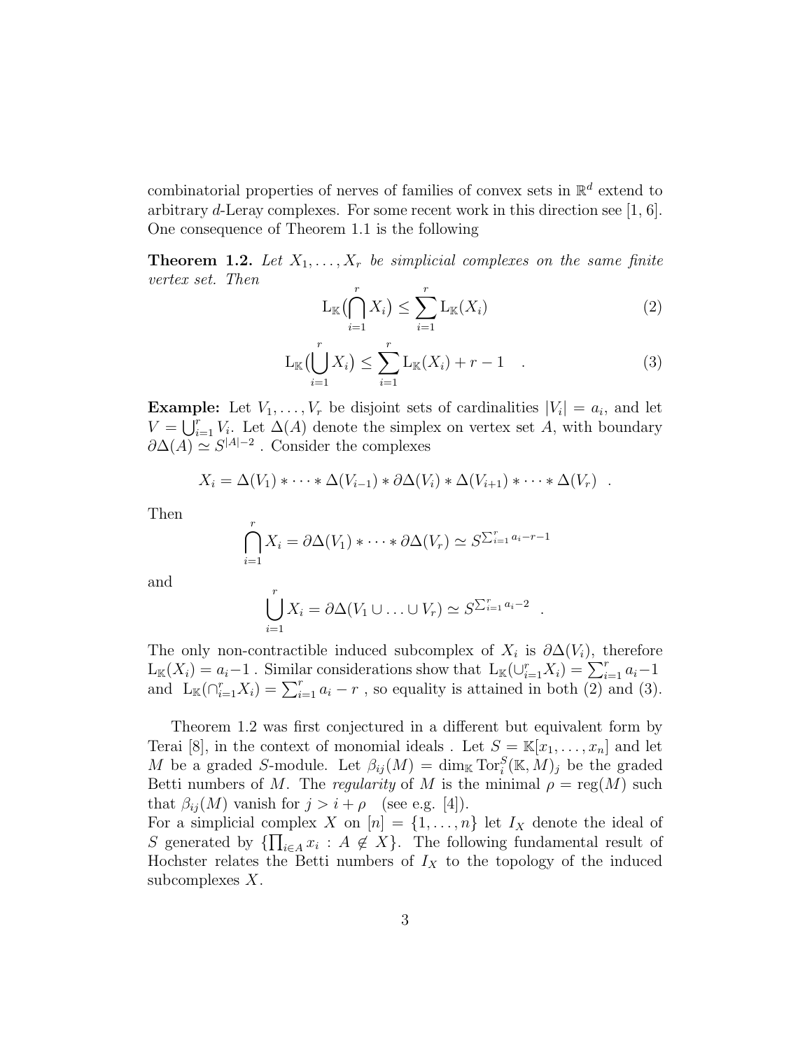combinatorial properties of nerves of families of convex sets in $\mathbb{R}^d$ extend to arbitrary $d$-Leray complexes. For some recent work in this direction see [1, 6]. One consequence of Theorem 1.1 is the following

**Theorem 1.2.** *Let $X_1, \ldots, X_r$ be simplicial complexes on the same finite vertex set. Then*

$$\mathrm{L}_{\mathbb{K}}\big(\bigcap_{i=1}^{r} X_i\big) \leq \sum_{i=1}^{r} \mathrm{L}_{\mathbb{K}}(X_i) \tag{2}$$

$$\mathrm{L}_{\mathbb{K}}\big(\bigcup_{i=1}^{r} X_i\big) \leq \sum_{i=1}^{r} \mathrm{L}_{\mathbb{K}}(X_i) + r - 1 \quad . \tag{3}$$

**Example:** Let $V_1, \ldots, V_r$ be disjoint sets of cardinalities $|V_i| = a_i$, and let $V = \bigcup_{i=1}^{r} V_i$. Let $\Delta(A)$ denote the simplex on vertex set $A$, with boundary $\partial\Delta(A) \simeq S^{|A|-2}$ . Consider the complexes

$$X_i = \Delta(V_1) * \cdots * \Delta(V_{i-1}) * \partial\Delta(V_i) * \Delta(V_{i+1}) * \cdots * \Delta(V_r) \quad .$$

Then

$$\bigcap_{i=1}^{r} X_i = \partial\Delta(V_1) * \cdots * \partial\Delta(V_r) \simeq S^{\sum_{i=1}^{r} a_i - r - 1}$$

and

$$\bigcup_{i=1}^{r} X_i = \partial\Delta(V_1 \cup \ldots \cup V_r) \simeq S^{\sum_{i=1}^{r} a_i - 2} \quad .$$

The only non-contractible induced subcomplex of $X_i$ is $\partial\Delta(V_i)$, therefore $\mathrm{L}_{\mathbb{K}}(X_i) = a_i - 1$ . Similar considerations show that $\mathrm{L}_{\mathbb{K}}(\cup_{i=1}^{r} X_i) = \sum_{i=1}^{r} a_i - 1$ and $\mathrm{L}_{\mathbb{K}}(\cap_{i=1}^{r} X_i) = \sum_{i=1}^{r} a_i - r$ , so equality is attained in both (2) and (3).

Theorem 1.2 was first conjectured in a different but equivalent form by Terai [8], in the context of monomial ideals . Let $S = \mathbb{K}[x_1, \ldots, x_n]$ and let $M$ be a graded $S$-module. Let $\beta_{ij}(M) = \dim_{\mathbb{K}} \mathrm{Tor}_i^S(\mathbb{K}, M)_j$ be the graded Betti numbers of $M$. The *regularity* of $M$ is the minimal $\rho = \mathrm{reg}(M)$ such that $\beta_{ij}(M)$ vanish for $j > i + \rho$ (see e.g. [4]).
For a simplicial complex $X$ on $[n] = \{1, \ldots, n\}$ let $I_X$ denote the ideal of $S$ generated by $\{\prod_{i \in A} x_i \,:\, A \notin X\}$. The following fundamental result of Hochster relates the Betti numbers of $I_X$ to the topology of the induced subcomplexes $X$.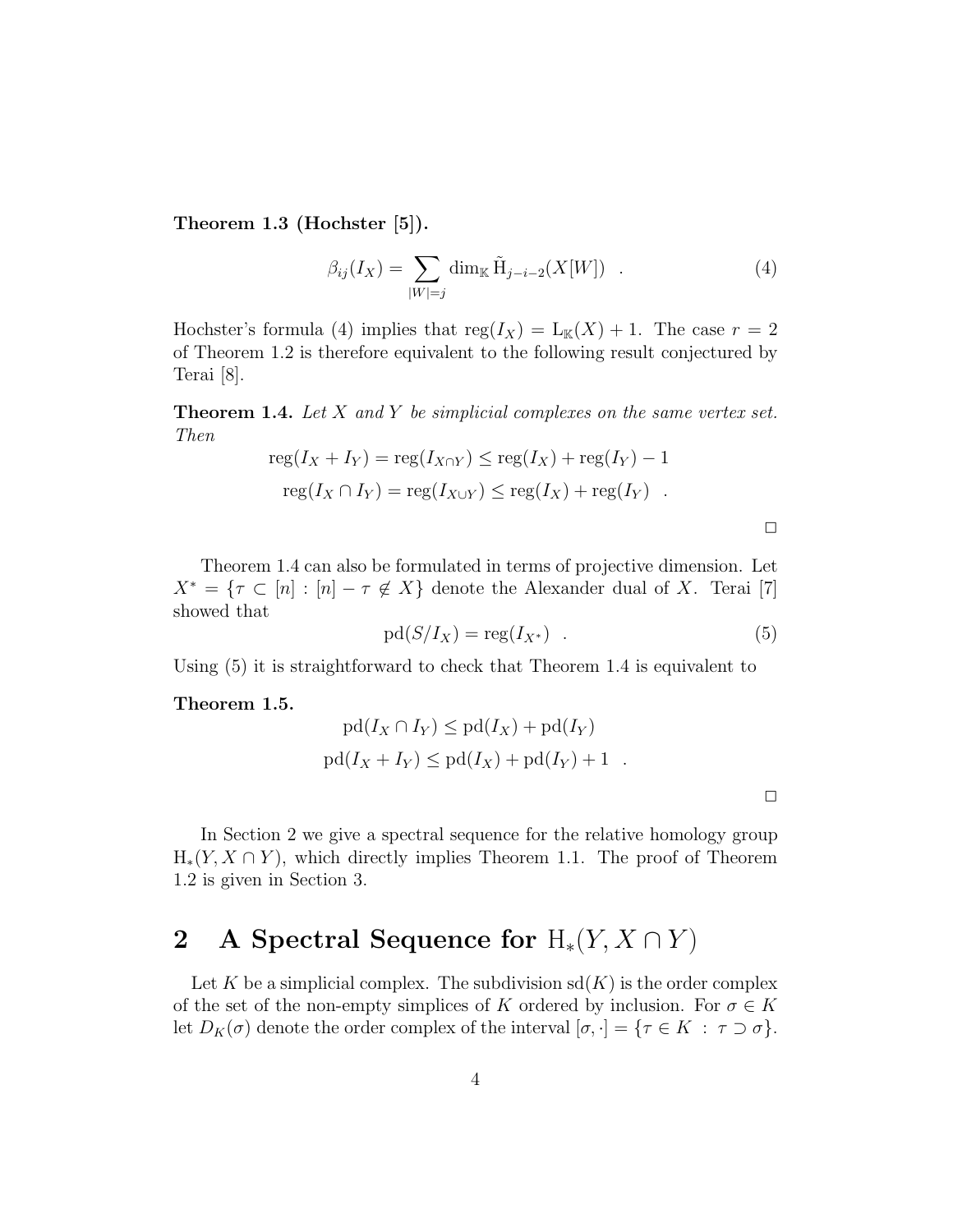**Theorem 1.3 (Hochster [5]).**

$$\beta_{ij}(I_X) = \sum_{|W|=j} \dim_{\mathbb{K}} \tilde{\mathrm{H}}_{j-i-2}(X[W]) \quad . \tag{4}$$

Hochster's formula (4) implies that $\mathrm{reg}(I_X) = \mathrm{L}_{\mathbb{K}}(X) + 1$. The case $r = 2$ of Theorem 1.2 is therefore equivalent to the following result conjectured by Terai [8].

**Theorem 1.4.** *Let $X$ and $Y$ be simplicial complexes on the same vertex set. Then*

$$\mathrm{reg}(I_X + I_Y) = \mathrm{reg}(I_{X\cap Y}) \leq \mathrm{reg}(I_X) + \mathrm{reg}(I_Y) - 1$$

$$\mathrm{reg}(I_X \cap I_Y) = \mathrm{reg}(I_{X\cup Y}) \leq \mathrm{reg}(I_X) + \mathrm{reg}(I_Y) \quad .$$

□

Theorem 1.4 can also be formulated in terms of projective dimension. Let $X^* = \{\tau \subset [n] : [n] - \tau \notin X\}$ denote the Alexander dual of $X$. Terai [7] showed that

$$\mathrm{pd}(S/I_X) = \mathrm{reg}(I_{X^*}) \quad . \tag{5}$$

Using (5) it is straightforward to check that Theorem 1.4 is equivalent to

**Theorem 1.5.**

$$\mathrm{pd}(I_X \cap I_Y) \leq \mathrm{pd}(I_X) + \mathrm{pd}(I_Y)$$

$$\mathrm{pd}(I_X + I_Y) \leq \mathrm{pd}(I_X) + \mathrm{pd}(I_Y) + 1 \quad .$$

□

In Section 2 we give a spectral sequence for the relative homology group $\mathrm{H}_*(Y, X \cap Y)$, which directly implies Theorem 1.1. The proof of Theorem 1.2 is given in Section 3.

## 2 A Spectral Sequence for $\mathrm{H}_*(Y, X \cap Y)$

Let $K$ be a simplicial complex. The subdivision $\mathrm{sd}(K)$ is the order complex of the set of the non-empty simplices of $K$ ordered by inclusion. For $\sigma \in K$ let $D_K(\sigma)$ denote the order complex of the interval $[\sigma, \cdot] = \{\tau \in K : \tau \supset \sigma\}$.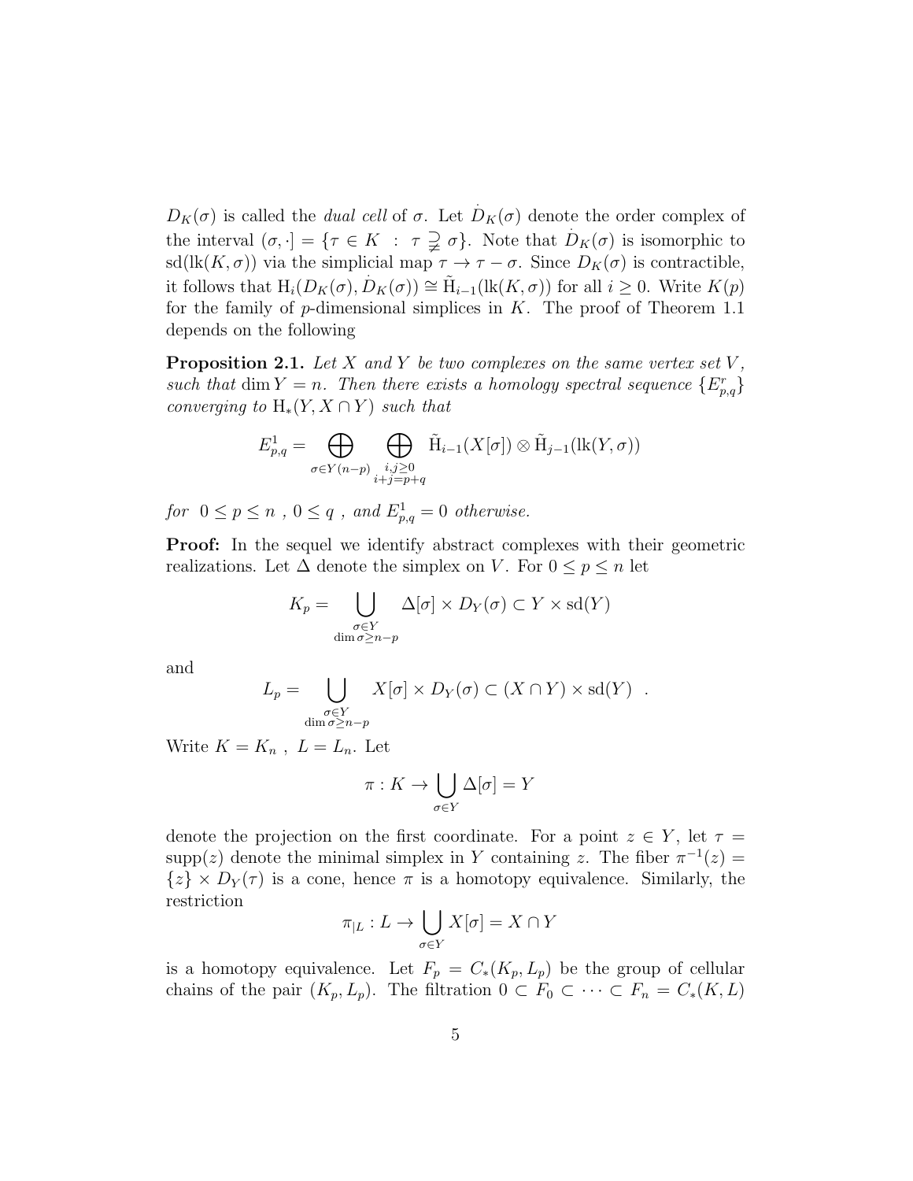$D_K(\sigma)$ is called the *dual cell* of $\sigma$. Let $\dot{D}_K(\sigma)$ denote the order complex of the interval $(\sigma, \cdot] = \{\tau \in K \ : \ \tau \supsetneqq \sigma\}$. Note that $\dot{D}_K(\sigma)$ is isomorphic to $\mathrm{sd}(\mathrm{lk}(K,\sigma))$ via the simplicial map $\tau \to \tau - \sigma$. Since $D_K(\sigma)$ is contractible, it follows that $\mathrm{H}_i(D_K(\sigma), \dot{D}_K(\sigma)) \cong \tilde{\mathrm{H}}_{i-1}(\mathrm{lk}(K,\sigma))$ for all $i \geq 0$. Write $K(p)$ for the family of $p$-dimensional simplices in $K$. The proof of Theorem 1.1 depends on the following

**Proposition 2.1.** *Let $X$ and $Y$ be two complexes on the same vertex set $V$, such that $\dim Y = n$. Then there exists a homology spectral sequence $\{E^r_{p,q}\}$ converging to $\mathrm{H}_*(Y, X \cap Y)$ such that*

$$E^1_{p,q} = \bigoplus_{\sigma \in Y(n-p)} \bigoplus_{\substack{i,j \geq 0 \\ i+j=p+q}} \tilde{\mathrm{H}}_{i-1}(X[\sigma]) \otimes \tilde{\mathrm{H}}_{j-1}(\mathrm{lk}(Y,\sigma))$$

*for $0 \leq p \leq n$ , $0 \leq q$ , and $E^1_{p,q} = 0$ otherwise.*

**Proof:** In the sequel we identify abstract complexes with their geometric realizations. Let $\Delta$ denote the simplex on $V$. For $0 \leq p \leq n$ let

$$K_p = \bigcup_{\substack{\sigma \in Y \\ \dim \sigma \geq n-p}} \Delta[\sigma] \times D_Y(\sigma) \subset Y \times \mathrm{sd}(Y)$$

and

$$L_p = \bigcup_{\substack{\sigma \in Y \\ \dim \sigma \geq n-p}} X[\sigma] \times D_Y(\sigma) \subset (X \cap Y) \times \mathrm{sd}(Y) \ \ .$$

Write $K = K_n$ , $L = L_n$. Let

$$\pi : K \to \bigcup_{\sigma \in Y} \Delta[\sigma] = Y$$

denote the projection on the first coordinate. For a point $z \in Y$, let $\tau = \mathrm{supp}(z)$ denote the minimal simplex in $Y$ containing $z$. The fiber $\pi^{-1}(z) = \{z\} \times D_Y(\tau)$ is a cone, hence $\pi$ is a homotopy equivalence. Similarly, the restriction

$$\pi_{|L} : L \to \bigcup_{\sigma \in Y} X[\sigma] = X \cap Y$$

is a homotopy equivalence. Let $F_p = C_*(K_p, L_p)$ be the group of cellular chains of the pair $(K_p, L_p)$. The filtration $0 \subset F_0 \subset \cdots \subset F_n = C_*(K, L)$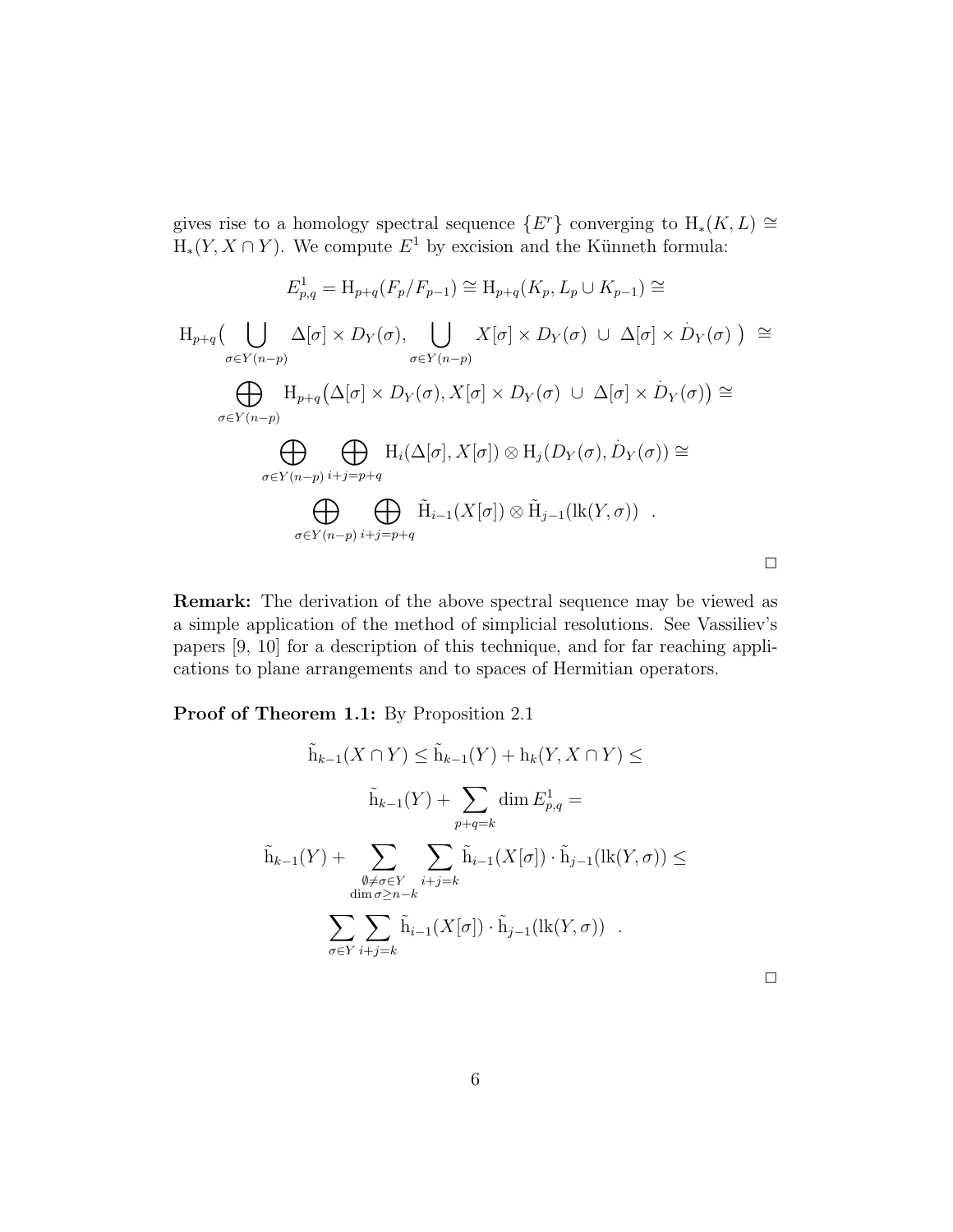gives rise to a homology spectral sequence $\{E^r\}$ converging to $\mathrm{H}_*(K, L) \cong \mathrm{H}_*(Y, X \cap Y)$. We compute $E^1$ by excision and the Künneth formula:

$$E^1_{p,q} = \mathrm{H}_{p+q}(F_p/F_{p-1}) \cong \mathrm{H}_{p+q}(K_p, L_p \cup K_{p-1}) \cong$$

$$\mathrm{H}_{p+q}\big( \bigcup_{\sigma \in Y(n-p)} \Delta[\sigma] \times D_Y(\sigma), \bigcup_{\sigma \in Y(n-p)} X[\sigma] \times D_Y(\sigma) \;\cup\; \Delta[\sigma] \times \dot{D}_Y(\sigma) \;\big) \;\cong$$

$$\bigoplus_{\sigma \in Y(n-p)} \mathrm{H}_{p+q}\big(\Delta[\sigma] \times D_Y(\sigma), X[\sigma] \times D_Y(\sigma) \;\cup\; \Delta[\sigma] \times \dot{D}_Y(\sigma)\big) \cong$$

$$\bigoplus_{\sigma \in Y(n-p)} \bigoplus_{i+j=p+q} \mathrm{H}_i(\Delta[\sigma], X[\sigma]) \otimes \mathrm{H}_j(D_Y(\sigma), \dot{D}_Y(\sigma)) \cong$$

$$\bigoplus_{\sigma \in Y(n-p)} \bigoplus_{i+j=p+q} \tilde{\mathrm{H}}_{i-1}(X[\sigma]) \otimes \tilde{\mathrm{H}}_{j-1}(\mathrm{lk}(Y, \sigma)) \quad .$$

□

**Remark:** The derivation of the above spectral sequence may be viewed as a simple application of the method of simplicial resolutions. See Vassiliev's papers [9, 10] for a description of this technique, and for far reaching applications to plane arrangements and to spaces of Hermitian operators.

**Proof of Theorem 1.1:** By Proposition 2.1

$$\tilde{\mathrm{h}}_{k-1}(X \cap Y) \leq \tilde{\mathrm{h}}_{k-1}(Y) + \mathrm{h}_k(Y, X \cap Y) \leq$$

$$\tilde{\mathrm{h}}_{k-1}(Y) + \sum_{p+q=k} \dim E^1_{p,q} =$$

$$\tilde{\mathrm{h}}_{k-1}(Y) + \sum_{\substack{\emptyset \neq \sigma \in Y \\ \dim \sigma \geq n-k}} \sum_{i+j=k} \tilde{\mathrm{h}}_{i-1}(X[\sigma]) \cdot \tilde{\mathrm{h}}_{j-1}(\mathrm{lk}(Y, \sigma)) \leq$$

$$\sum_{\sigma \in Y} \sum_{i+j=k} \tilde{\mathrm{h}}_{i-1}(X[\sigma]) \cdot \tilde{\mathrm{h}}_{j-1}(\mathrm{lk}(Y, \sigma)) \quad .$$

□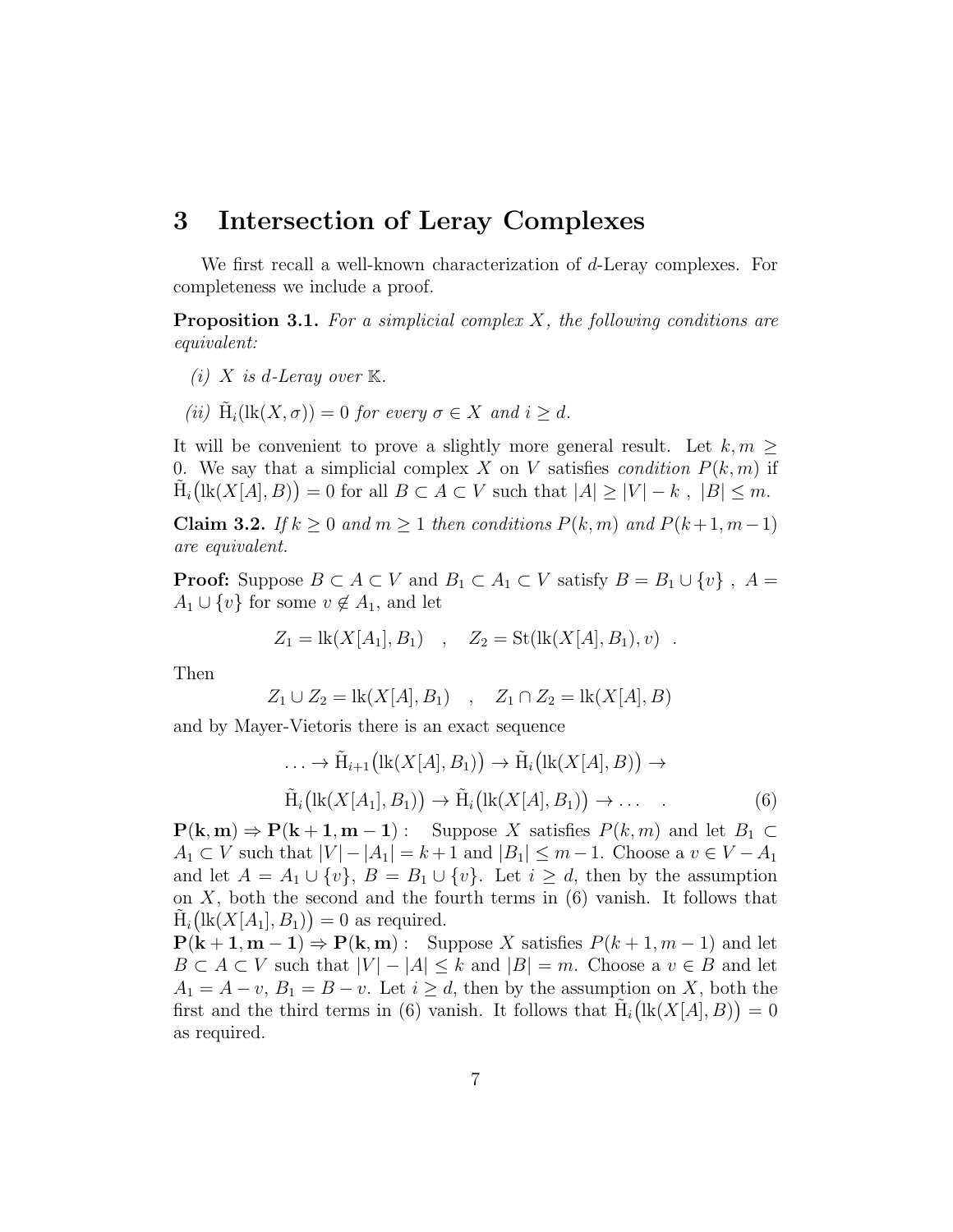# 3 Intersection of Leray Complexes

We first recall a well-known characterization of $d$-Leray complexes. For completeness we include a proof.

**Proposition 3.1.** *For a simplicial complex $X$, the following conditions are equivalent:*

*(i) $X$ is $d$-Leray over $\mathbb{K}$.*

*(ii) $\tilde{\mathrm{H}}_i(\mathrm{lk}(X,\sigma)) = 0$ for every $\sigma \in X$ and $i \geq d$.*

It will be convenient to prove a slightly more general result. Let $k, m \geq 0$. We say that a simplicial complex $X$ on $V$ satisfies *condition $P(k,m)$* if $\tilde{\mathrm{H}}_i\big(\mathrm{lk}(X[A],B)\big) = 0$ for all $B \subset A \subset V$ such that $|A| \geq |V| - k$ , $|B| \leq m$.

**Claim 3.2.** *If $k \geq 0$ and $m \geq 1$ then conditions $P(k,m)$ and $P(k+1, m-1)$ are equivalent.*

**Proof:** Suppose $B \subset A \subset V$ and $B_1 \subset A_1 \subset V$ satisfy $B = B_1 \cup \{v\}$ , $A = A_1 \cup \{v\}$ for some $v \notin A_1$, and let

$$Z_1 = \mathrm{lk}(X[A_1], B_1) \quad , \quad Z_2 = \mathrm{St}(\mathrm{lk}(X[A], B_1), v) \ \ .$$

Then

$$Z_1 \cup Z_2 = \mathrm{lk}(X[A], B_1) \quad , \quad Z_1 \cap Z_2 = \mathrm{lk}(X[A], B)$$

and by Mayer-Vietoris there is an exact sequence

$$\begin{aligned} \ldots \to \tilde{\mathrm{H}}_{i+1}\big(\mathrm{lk}(X[A], B_1)\big) \to \tilde{\mathrm{H}}_i\big(\mathrm{lk}(X[A], B)\big) \to \\ \tilde{\mathrm{H}}_i\big(\mathrm{lk}(X[A_1], B_1)\big) \to \tilde{\mathrm{H}}_i\big(\mathrm{lk}(X[A], B_1)\big) \to \ldots \quad . \end{aligned} \tag{6}$$

$\mathbf{P(k,m) \Rightarrow P(k+1, m-1)}$ : Suppose $X$ satisfies $P(k,m)$ and let $B_1 \subset A_1 \subset V$ such that $|V| - |A_1| = k+1$ and $|B_1| \leq m-1$. Choose a $v \in V - A_1$ and let $A = A_1 \cup \{v\}$, $B = B_1 \cup \{v\}$. Let $i \geq d$, then by the assumption on $X$, both the second and the fourth terms in (6) vanish. It follows that $\tilde{\mathrm{H}}_i\big(\mathrm{lk}(X[A_1], B_1)\big) = 0$ as required.

$\mathbf{P(k+1, m-1) \Rightarrow P(k,m)}$ : Suppose $X$ satisfies $P(k+1, m-1)$ and let $B \subset A \subset V$ such that $|V| - |A| \leq k$ and $|B| = m$. Choose a $v \in B$ and let $A_1 = A - v$, $B_1 = B - v$. Let $i \geq d$, then by the assumption on $X$, both the first and the third terms in (6) vanish. It follows that $\tilde{\mathrm{H}}_i\big(\mathrm{lk}(X[A], B)\big) = 0$ as required.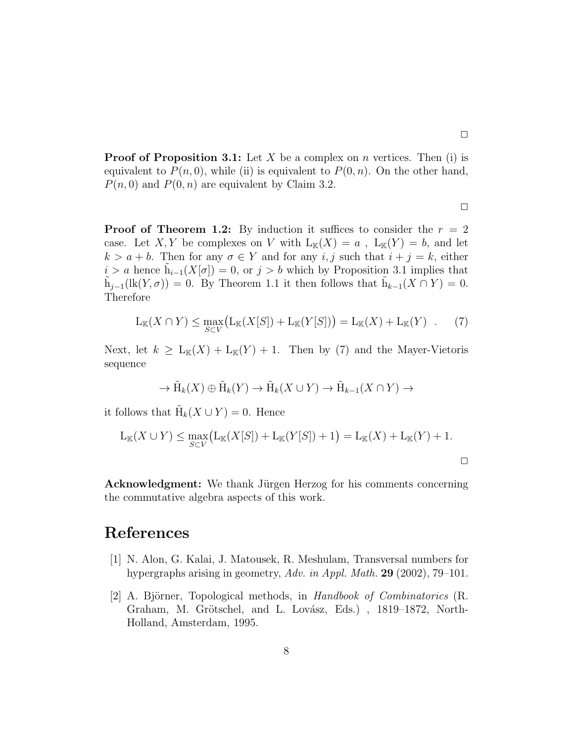□

**Proof of Proposition 3.1:** Let $X$ be a complex on $n$ vertices. Then (i) is equivalent to $P(n,0)$, while (ii) is equivalent to $P(0,n)$. On the other hand, $P(n,0)$ and $P(0,n)$ are equivalent by Claim 3.2.

□

**Proof of Theorem 1.2:** By induction it suffices to consider the $r = 2$ case. Let $X, Y$ be complexes on $V$ with $\mathrm{L}_{\mathbb{K}}(X) = a$ , $\mathrm{L}_{\mathbb{K}}(Y) = b$, and let $k > a + b$. Then for any $\sigma \in Y$ and for any $i, j$ such that $i + j = k$, either $i > a$ hence $\tilde{\mathrm{h}}_{i-1}(X[\sigma]) = 0$, or $j > b$ which by Proposition 3.1 implies that $\tilde{\mathrm{h}}_{j-1}(\mathrm{lk}(Y, \sigma)) = 0$. By Theorem 1.1 it then follows that $\tilde{\mathrm{h}}_{k-1}(X \cap Y) = 0$. Therefore

$$\mathrm{L}_{\mathbb{K}}(X \cap Y) \leq \max_{S \subset V}\big(\mathrm{L}_{\mathbb{K}}(X[S]) + \mathrm{L}_{\mathbb{K}}(Y[S])\big) = \mathrm{L}_{\mathbb{K}}(X) + \mathrm{L}_{\mathbb{K}}(Y) \quad . \tag{7}$$

Next, let $k \geq \mathrm{L}_{\mathbb{K}}(X) + \mathrm{L}_{\mathbb{K}}(Y) + 1$. Then by (7) and the Mayer-Vietoris sequence

$$\to \tilde{\mathrm{H}}_k(X) \oplus \tilde{\mathrm{H}}_k(Y) \to \tilde{\mathrm{H}}_k(X \cup Y) \to \tilde{\mathrm{H}}_{k-1}(X \cap Y) \to$$

it follows that $\tilde{\mathrm{H}}_k(X \cup Y) = 0$. Hence

$$\mathrm{L}_{\mathbb{K}}(X \cup Y) \leq \max_{S \subset V}\big(\mathrm{L}_{\mathbb{K}}(X[S]) + \mathrm{L}_{\mathbb{K}}(Y[S]) + 1\big) = \mathrm{L}_{\mathbb{K}}(X) + \mathrm{L}_{\mathbb{K}}(Y) + 1.$$

□

**Acknowledgment:** We thank Jürgen Herzog for his comments concerning the commutative algebra aspects of this work.

# References

[1] N. Alon, G. Kalai, J. Matousek, R. Meshulam, Transversal numbers for hypergraphs arising in geometry, *Adv. in Appl. Math.* **29** (2002), 79–101.

[2] A. Björner, Topological methods, in *Handbook of Combinatorics* (R. Graham, M. Grötschel, and L. Lovász, Eds.) , 1819–1872, North-Holland, Amsterdam, 1995.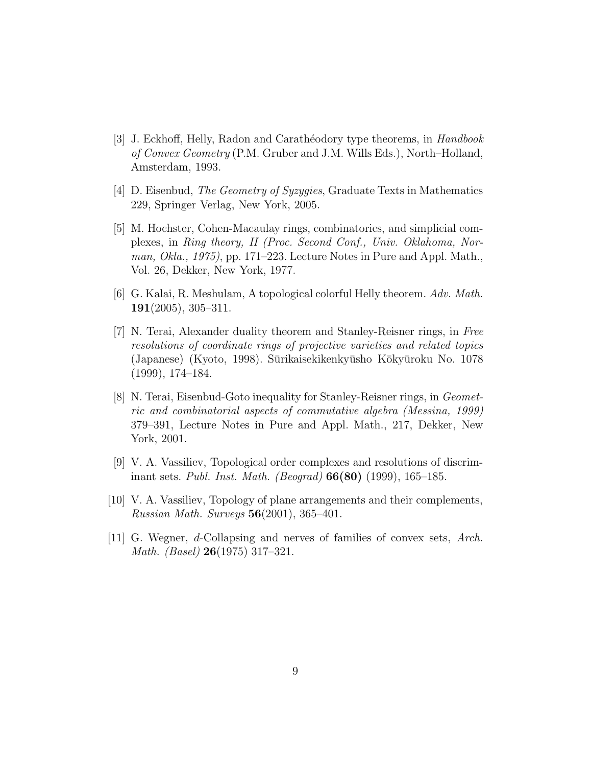[3] J. Eckhoff, Helly, Radon and Carathéodory type theorems, in *Handbook of Convex Geometry* (P.M. Gruber and J.M. Wills Eds.), North–Holland, Amsterdam, 1993.

[4] D. Eisenbud, *The Geometry of Syzygies*, Graduate Texts in Mathematics 229, Springer Verlag, New York, 2005.

[5] M. Hochster, Cohen-Macaulay rings, combinatorics, and simplicial complexes, in *Ring theory, II (Proc. Second Conf., Univ. Oklahoma, Norman, Okla., 1975)*, pp. 171–223. Lecture Notes in Pure and Appl. Math., Vol. 26, Dekker, New York, 1977.

[6] G. Kalai, R. Meshulam, A topological colorful Helly theorem. *Adv. Math.* **191**(2005), 305–311.

[7] N. Terai, Alexander duality theorem and Stanley-Reisner rings, in *Free resolutions of coordinate rings of projective varieties and related topics* (Japanese) (Kyoto, 1998). Sūrikaisekikenkyūsho Kōkyūroku No. 1078 (1999), 174–184.

[8] N. Terai, Eisenbud-Goto inequality for Stanley-Reisner rings, in *Geometric and combinatorial aspects of commutative algebra (Messina, 1999)* 379–391, Lecture Notes in Pure and Appl. Math., 217, Dekker, New York, 2001.

[9] V. A. Vassiliev, Topological order complexes and resolutions of discriminant sets. *Publ. Inst. Math. (Beograd)* **66(80)** (1999), 165–185.

[10] V. A. Vassiliev, Topology of plane arrangements and their complements, *Russian Math. Surveys* **56**(2001), 365–401.

[11] G. Wegner, *d*-Collapsing and nerves of families of convex sets, *Arch. Math. (Basel)* **26**(1975) 317–321.